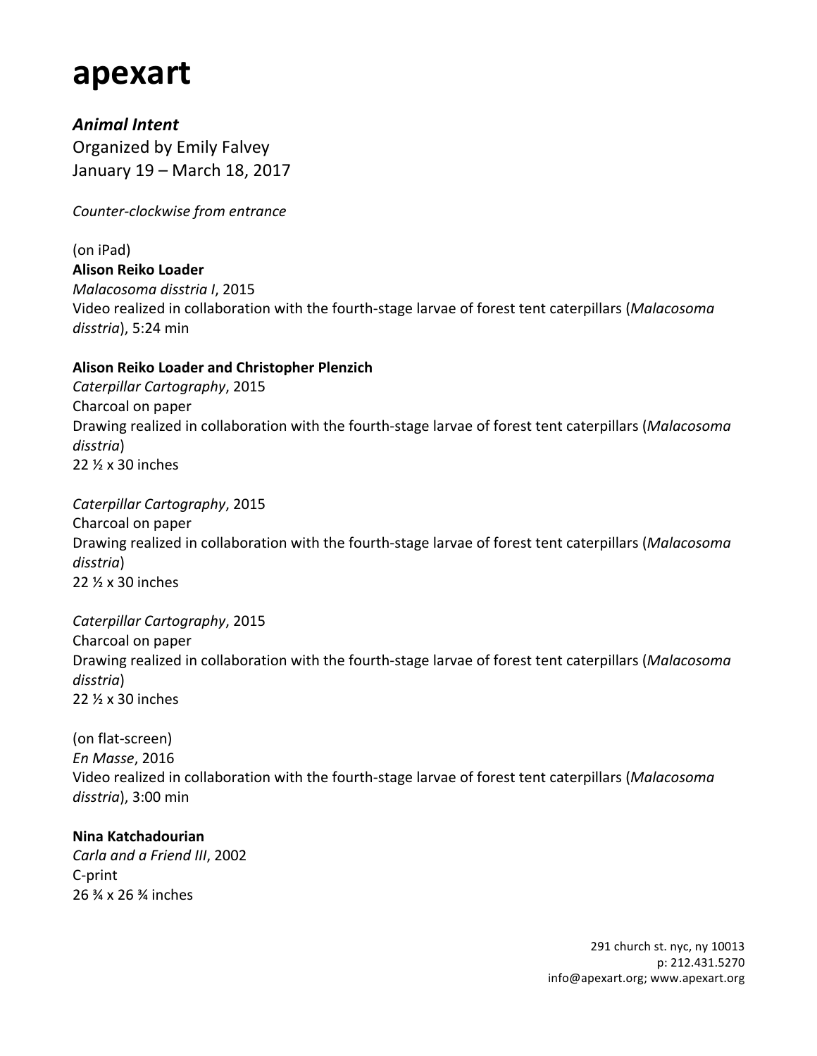# apexart

***Animal Intent***
Organized by Emily Falvey
January 19 – March 18, 2017

*Counter-clockwise from entrance*

(on iPad)
**Alison Reiko Loader**
*Malacosoma disstria I*, 2015
Video realized in collaboration with the fourth-stage larvae of forest tent caterpillars (*Malacosoma disstria*), 5:24 min

**Alison Reiko Loader and Christopher Plenzich**
*Caterpillar Cartography*, 2015
Charcoal on paper
Drawing realized in collaboration with the fourth-stage larvae of forest tent caterpillars (*Malacosoma disstria*)
22 ½ x 30 inches

*Caterpillar Cartography*, 2015
Charcoal on paper
Drawing realized in collaboration with the fourth-stage larvae of forest tent caterpillars (*Malacosoma disstria*)
22 ½ x 30 inches

*Caterpillar Cartography*, 2015
Charcoal on paper
Drawing realized in collaboration with the fourth-stage larvae of forest tent caterpillars (*Malacosoma disstria*)
22 ½ x 30 inches

(on flat-screen)
*En Masse*, 2016
Video realized in collaboration with the fourth-stage larvae of forest tent caterpillars (*Malacosoma disstria*), 3:00 min

**Nina Katchadourian**
*Carla and a Friend III*, 2002
C-print
26 ¾ x 26 ¾ inches

291 church st. nyc, ny 10013
p: 212.431.5270
info@apexart.org; www.apexart.org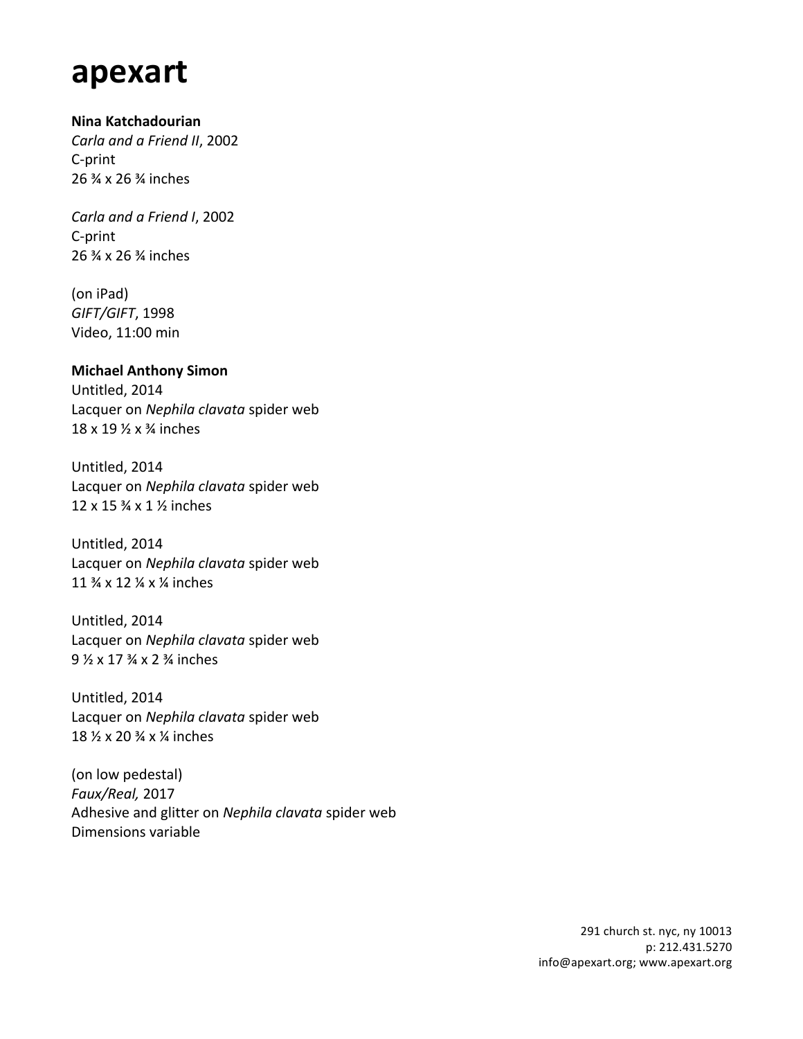# apexart

**Nina Katchadourian**
*Carla and a Friend II*, 2002
C-print
26 ¾ x 26 ¾ inches

*Carla and a Friend I*, 2002
C-print
26 ¾ x 26 ¾ inches

(on iPad)
*GIFT/GIFT*, 1998
Video, 11:00 min

**Michael Anthony Simon**
Untitled, 2014
Lacquer on *Nephila clavata* spider web
18 x 19 ½ x ¾ inches

Untitled, 2014
Lacquer on *Nephila clavata* spider web
12 x 15 ¾ x 1 ½ inches

Untitled, 2014
Lacquer on *Nephila clavata* spider web
11 ¾ x 12 ¼ x ¼ inches

Untitled, 2014
Lacquer on *Nephila clavata* spider web
9 ½ x 17 ¾ x 2 ¾ inches

Untitled, 2014
Lacquer on *Nephila clavata* spider web
18 ½ x 20 ¾ x ¼ inches

(on low pedestal)
*Faux/Real,* 2017
Adhesive and glitter on *Nephila clavata* spider web
Dimensions variable

291 church st. nyc, ny 10013
p: 212.431.5270
info@apexart.org; www.apexart.org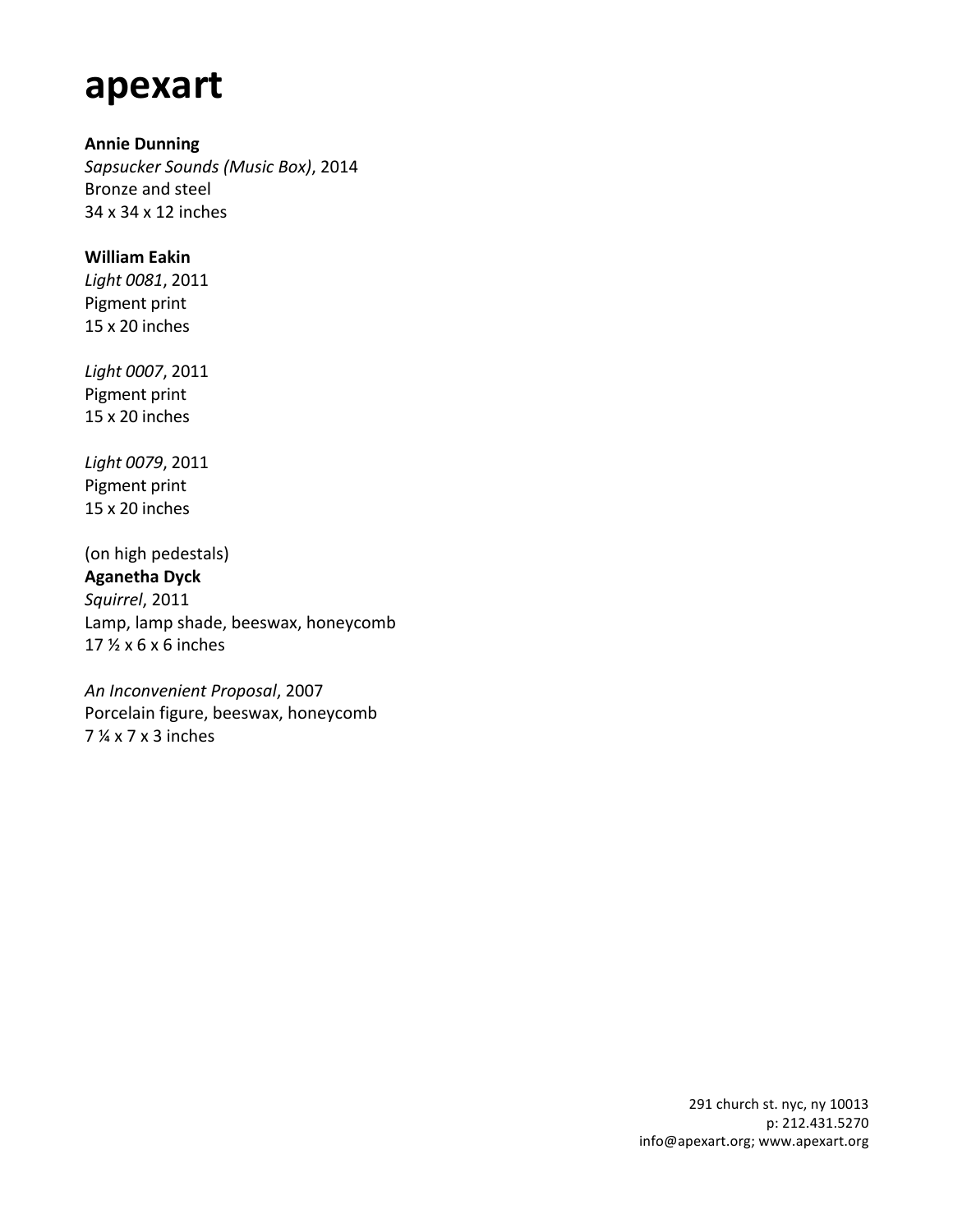# apexart

**Annie Dunning**
*Sapsucker Sounds (Music Box)*, 2014
Bronze and steel
34 x 34 x 12 inches

**William Eakin**
*Light 0081*, 2011
Pigment print
15 x 20 inches

*Light 0007*, 2011
Pigment print
15 x 20 inches

*Light 0079*, 2011
Pigment print
15 x 20 inches

(on high pedestals)
**Aganetha Dyck**
*Squirrel*, 2011
Lamp, lamp shade, beeswax, honeycomb
17 ½ x 6 x 6 inches

*An Inconvenient Proposal*, 2007
Porcelain figure, beeswax, honeycomb
7 ¼ x 7 x 3 inches

291 church st. nyc, ny 10013
p: 212.431.5270
info@apexart.org; www.apexart.org